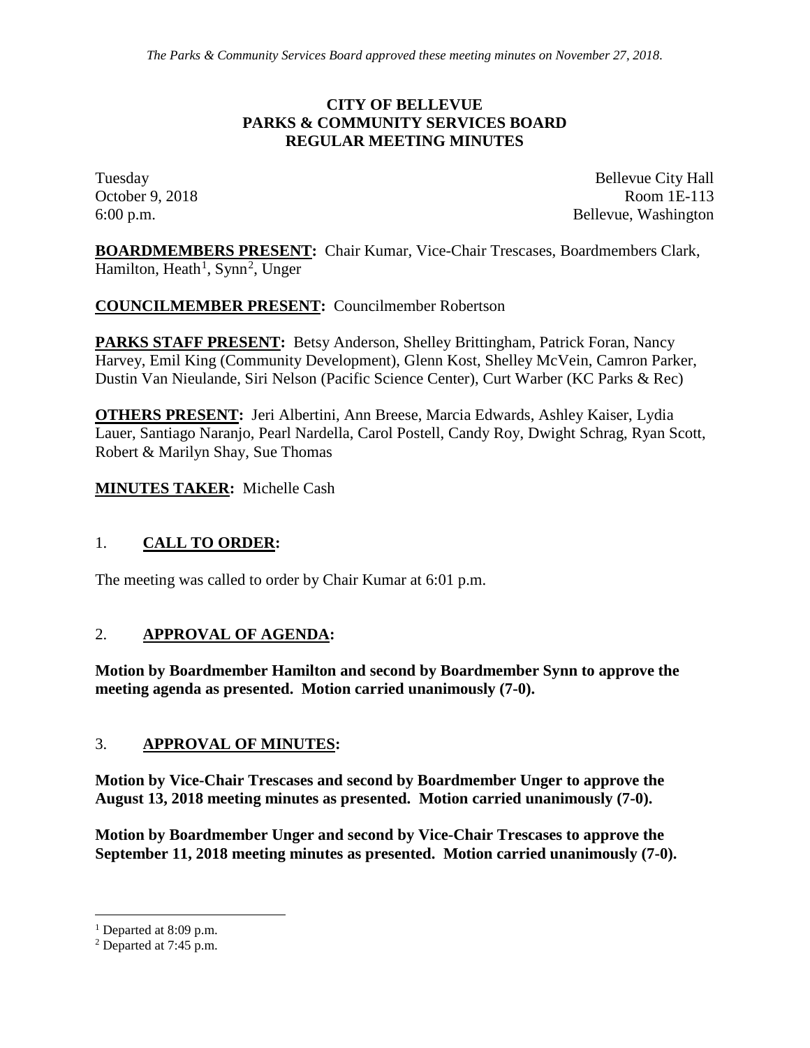*The Parks & Community Services Board approved these meeting minutes on November 27, 2018.*

**CITY OF BELLEVUE**
**PARKS & COMMUNITY SERVICES BOARD**
**REGULAR MEETING MINUTES**

Tuesday
October 9, 2018
6:00 p.m.

Bellevue City Hall
Room 1E-113
Bellevue, Washington

**BOARDMEMBERS PRESENT:** Chair Kumar, Vice-Chair Trescases, Boardmembers Clark, Hamilton, Heath[1], Synn[2], Unger

**COUNCILMEMBER PRESENT:** Councilmember Robertson

**PARKS STAFF PRESENT:** Betsy Anderson, Shelley Brittingham, Patrick Foran, Nancy Harvey, Emil King (Community Development), Glenn Kost, Shelley McVein, Camron Parker, Dustin Van Nieulande, Siri Nelson (Pacific Science Center), Curt Warber (KC Parks & Rec)

**OTHERS PRESENT:** Jeri Albertini, Ann Breese, Marcia Edwards, Ashley Kaiser, Lydia Lauer, Santiago Naranjo, Pearl Nardella, Carol Postell, Candy Roy, Dwight Schrag, Ryan Scott, Robert & Marilyn Shay, Sue Thomas

**MINUTES TAKER:** Michelle Cash

## 1. CALL TO ORDER:

The meeting was called to order by Chair Kumar at 6:01 p.m.

## 2. APPROVAL OF AGENDA:

**Motion by Boardmember Hamilton and second by Boardmember Synn to approve the meeting agenda as presented. Motion carried unanimously (7-0).**

## 3. APPROVAL OF MINUTES:

**Motion by Vice-Chair Trescases and second by Boardmember Unger to approve the August 13, 2018 meeting minutes as presented. Motion carried unanimously (7-0).**

**Motion by Boardmember Unger and second by Vice-Chair Trescases to approve the September 11, 2018 meeting minutes as presented. Motion carried unanimously (7-0).**

---

[1] Departed at 8:09 p.m.

[2] Departed at 7:45 p.m.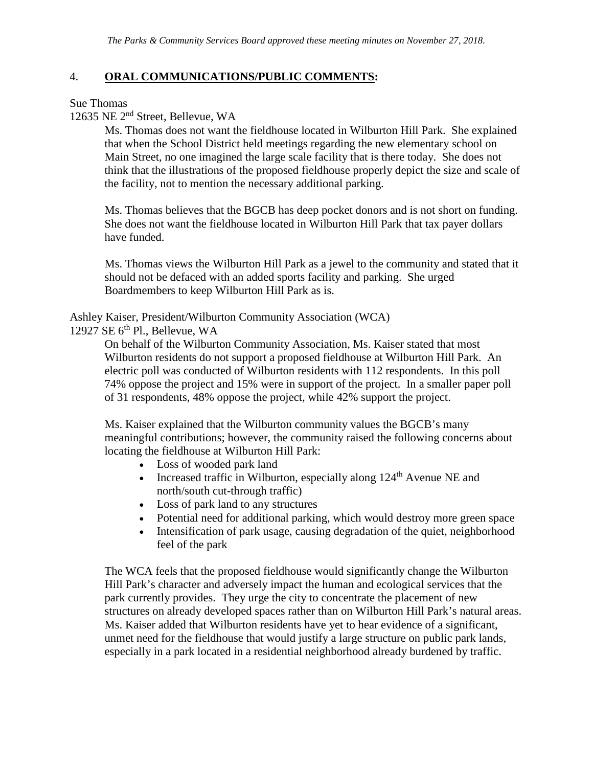## 4. **ORAL COMMUNICATIONS/PUBLIC COMMENTS:**

Sue Thomas
12635 NE 2nd Street, Bellevue, WA

Ms. Thomas does not want the fieldhouse located in Wilburton Hill Park. She explained that when the School District held meetings regarding the new elementary school on Main Street, no one imagined the large scale facility that is there today. She does not think that the illustrations of the proposed fieldhouse properly depict the size and scale of the facility, not to mention the necessary additional parking.

Ms. Thomas believes that the BGCB has deep pocket donors and is not short on funding. She does not want the fieldhouse located in Wilburton Hill Park that tax payer dollars have funded.

Ms. Thomas views the Wilburton Hill Park as a jewel to the community and stated that it should not be defaced with an added sports facility and parking. She urged Boardmembers to keep Wilburton Hill Park as is.

Ashley Kaiser, President/Wilburton Community Association (WCA)
12927 SE 6th Pl., Bellevue, WA

On behalf of the Wilburton Community Association, Ms. Kaiser stated that most Wilburton residents do not support a proposed fieldhouse at Wilburton Hill Park. An electric poll was conducted of Wilburton residents with 112 respondents. In this poll 74% oppose the project and 15% were in support of the project. In a smaller paper poll of 31 respondents, 48% oppose the project, while 42% support the project.

Ms. Kaiser explained that the Wilburton community values the BGCB's many meaningful contributions; however, the community raised the following concerns about locating the fieldhouse at Wilburton Hill Park:

- Loss of wooded park land
- Increased traffic in Wilburton, especially along 124th Avenue NE and north/south cut-through traffic)
- Loss of park land to any structures
- Potential need for additional parking, which would destroy more green space
- Intensification of park usage, causing degradation of the quiet, neighborhood feel of the park

The WCA feels that the proposed fieldhouse would significantly change the Wilburton Hill Park's character and adversely impact the human and ecological services that the park currently provides. They urge the city to concentrate the placement of new structures on already developed spaces rather than on Wilburton Hill Park's natural areas. Ms. Kaiser added that Wilburton residents have yet to hear evidence of a significant, unmet need for the fieldhouse that would justify a large structure on public park lands, especially in a park located in a residential neighborhood already burdened by traffic.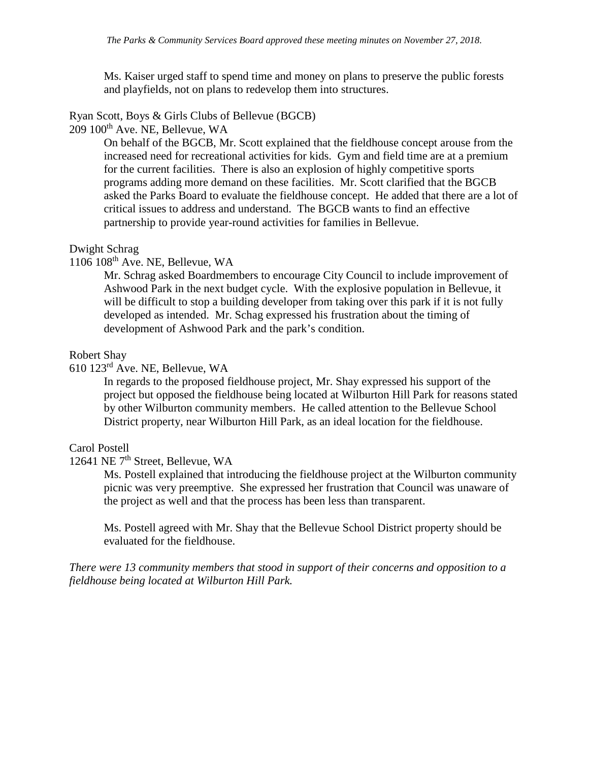Ms. Kaiser urged staff to spend time and money on plans to preserve the public forests and playfields, not on plans to redevelop them into structures.

Ryan Scott, Boys & Girls Clubs of Bellevue (BGCB)
209 100th Ave. NE, Bellevue, WA

On behalf of the BGCB, Mr. Scott explained that the fieldhouse concept arouse from the increased need for recreational activities for kids. Gym and field time are at a premium for the current facilities. There is also an explosion of highly competitive sports programs adding more demand on these facilities. Mr. Scott clarified that the BGCB asked the Parks Board to evaluate the fieldhouse concept. He added that there are a lot of critical issues to address and understand. The BGCB wants to find an effective partnership to provide year-round activities for families in Bellevue.

Dwight Schrag
1106 108th Ave. NE, Bellevue, WA

Mr. Schrag asked Boardmembers to encourage City Council to include improvement of Ashwood Park in the next budget cycle. With the explosive population in Bellevue, it will be difficult to stop a building developer from taking over this park if it is not fully developed as intended. Mr. Schag expressed his frustration about the timing of development of Ashwood Park and the park's condition.

Robert Shay
610 123rd Ave. NE, Bellevue, WA

In regards to the proposed fieldhouse project, Mr. Shay expressed his support of the project but opposed the fieldhouse being located at Wilburton Hill Park for reasons stated by other Wilburton community members. He called attention to the Bellevue School District property, near Wilburton Hill Park, as an ideal location for the fieldhouse.

Carol Postell
12641 NE 7th Street, Bellevue, WA

Ms. Postell explained that introducing the fieldhouse project at the Wilburton community picnic was very preemptive. She expressed her frustration that Council was unaware of the project as well and that the process has been less than transparent.

Ms. Postell agreed with Mr. Shay that the Bellevue School District property should be evaluated for the fieldhouse.

*There were 13 community members that stood in support of their concerns and opposition to a fieldhouse being located at Wilburton Hill Park.*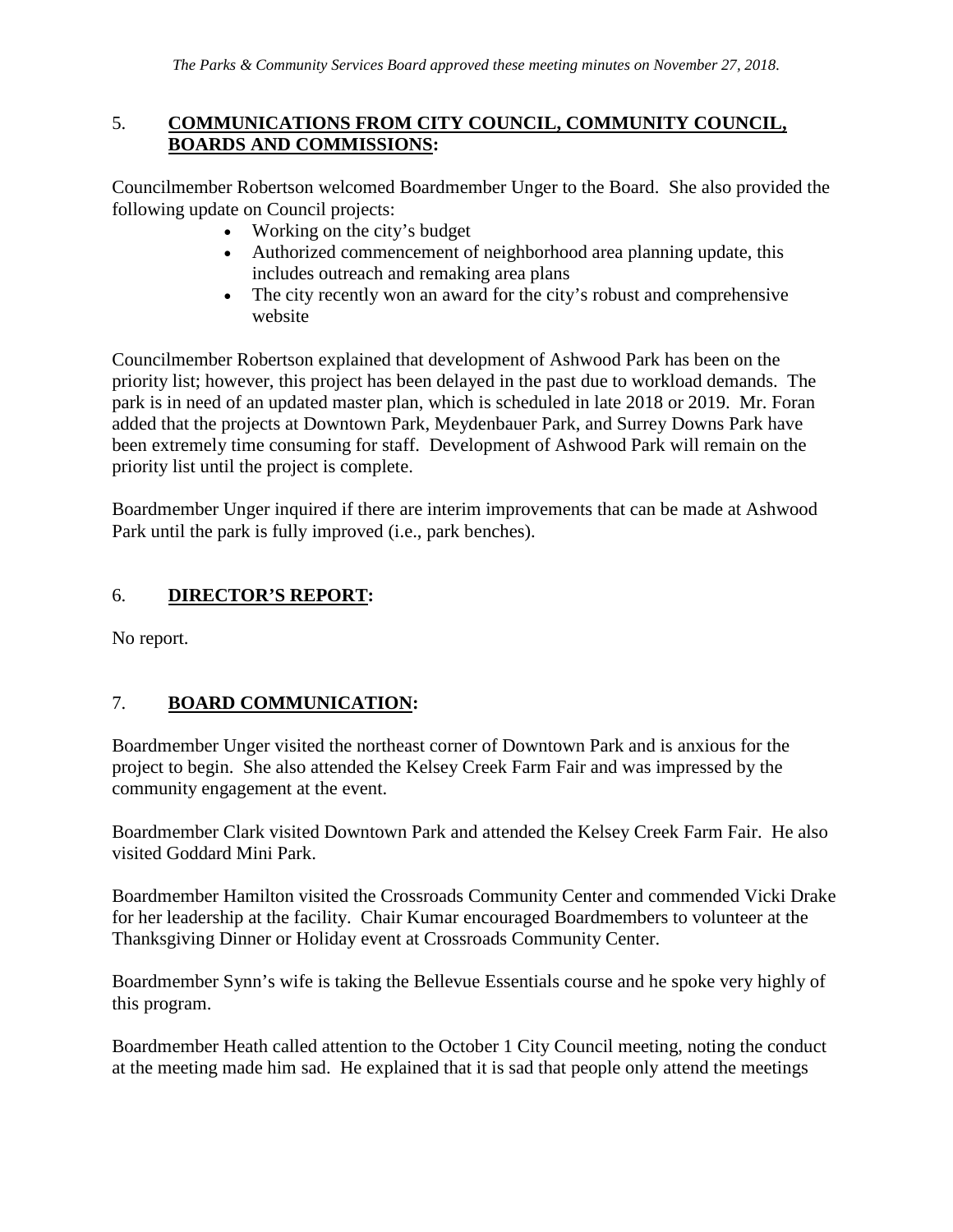*The Parks & Community Services Board approved these meeting minutes on November 27, 2018.*

## 5. COMMUNICATIONS FROM CITY COUNCIL, COMMUNITY COUNCIL, BOARDS AND COMMISSIONS:

Councilmember Robertson welcomed Boardmember Unger to the Board. She also provided the following update on Council projects:

- Working on the city's budget
- Authorized commencement of neighborhood area planning update, this includes outreach and remaking area plans
- The city recently won an award for the city's robust and comprehensive website

Councilmember Robertson explained that development of Ashwood Park has been on the priority list; however, this project has been delayed in the past due to workload demands. The park is in need of an updated master plan, which is scheduled in late 2018 or 2019. Mr. Foran added that the projects at Downtown Park, Meydenbauer Park, and Surrey Downs Park have been extremely time consuming for staff. Development of Ashwood Park will remain on the priority list until the project is complete.

Boardmember Unger inquired if there are interim improvements that can be made at Ashwood Park until the park is fully improved (i.e., park benches).

## 6. DIRECTOR'S REPORT:

No report.

## 7. BOARD COMMUNICATION:

Boardmember Unger visited the northeast corner of Downtown Park and is anxious for the project to begin. She also attended the Kelsey Creek Farm Fair and was impressed by the community engagement at the event.

Boardmember Clark visited Downtown Park and attended the Kelsey Creek Farm Fair. He also visited Goddard Mini Park.

Boardmember Hamilton visited the Crossroads Community Center and commended Vicki Drake for her leadership at the facility. Chair Kumar encouraged Boardmembers to volunteer at the Thanksgiving Dinner or Holiday event at Crossroads Community Center.

Boardmember Synn's wife is taking the Bellevue Essentials course and he spoke very highly of this program.

Boardmember Heath called attention to the October 1 City Council meeting, noting the conduct at the meeting made him sad. He explained that it is sad that people only attend the meetings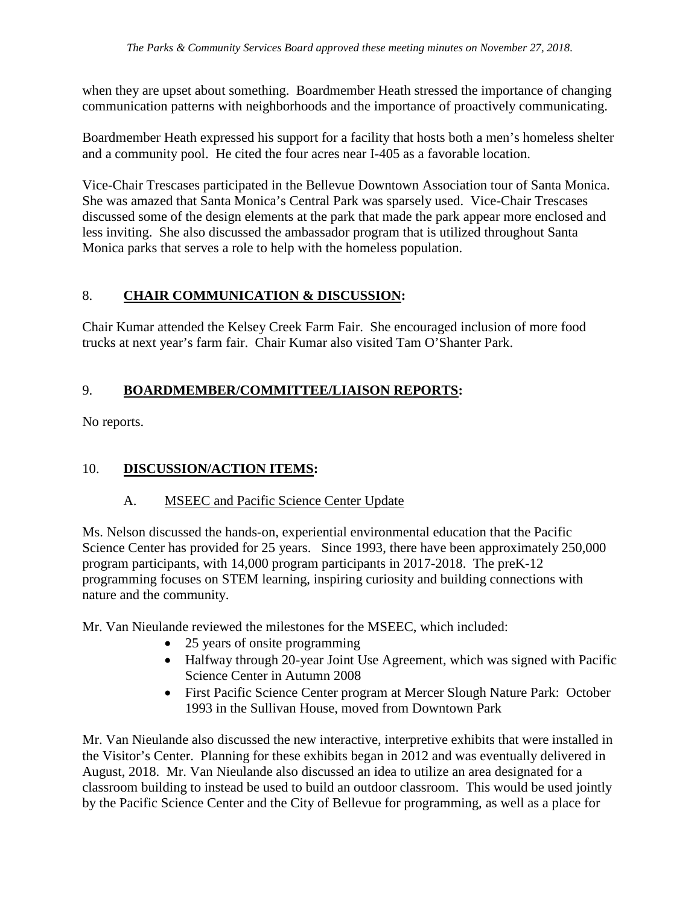when they are upset about something. Boardmember Heath stressed the importance of changing communication patterns with neighborhoods and the importance of proactively communicating.

Boardmember Heath expressed his support for a facility that hosts both a men's homeless shelter and a community pool. He cited the four acres near I-405 as a favorable location.

Vice-Chair Trescases participated in the Bellevue Downtown Association tour of Santa Monica. She was amazed that Santa Monica's Central Park was sparsely used. Vice-Chair Trescases discussed some of the design elements at the park that made the park appear more enclosed and less inviting. She also discussed the ambassador program that is utilized throughout Santa Monica parks that serves a role to help with the homeless population.

## 8. **<u>CHAIR COMMUNICATION & DISCUSSION</u>:**

Chair Kumar attended the Kelsey Creek Farm Fair. She encouraged inclusion of more food trucks at next year's farm fair. Chair Kumar also visited Tam O'Shanter Park.

## 9. **<u>BOARDMEMBER/COMMITTEE/LIAISON REPORTS</u>:**

No reports.

## 10. **<u>DISCUSSION/ACTION ITEMS</u>:**

### A. <u>MSEEC and Pacific Science Center Update</u>

Ms. Nelson discussed the hands-on, experiential environmental education that the Pacific Science Center has provided for 25 years. Since 1993, there have been approximately 250,000 program participants, with 14,000 program participants in 2017-2018. The preK-12 programming focuses on STEM learning, inspiring curiosity and building connections with nature and the community.

Mr. Van Nieulande reviewed the milestones for the MSEEC, which included:

- 25 years of onsite programming
- Halfway through 20-year Joint Use Agreement, which was signed with Pacific Science Center in Autumn 2008
- First Pacific Science Center program at Mercer Slough Nature Park: October 1993 in the Sullivan House, moved from Downtown Park

Mr. Van Nieulande also discussed the new interactive, interpretive exhibits that were installed in the Visitor's Center. Planning for these exhibits began in 2012 and was eventually delivered in August, 2018. Mr. Van Nieulande also discussed an idea to utilize an area designated for a classroom building to instead be used to build an outdoor classroom. This would be used jointly by the Pacific Science Center and the City of Bellevue for programming, as well as a place for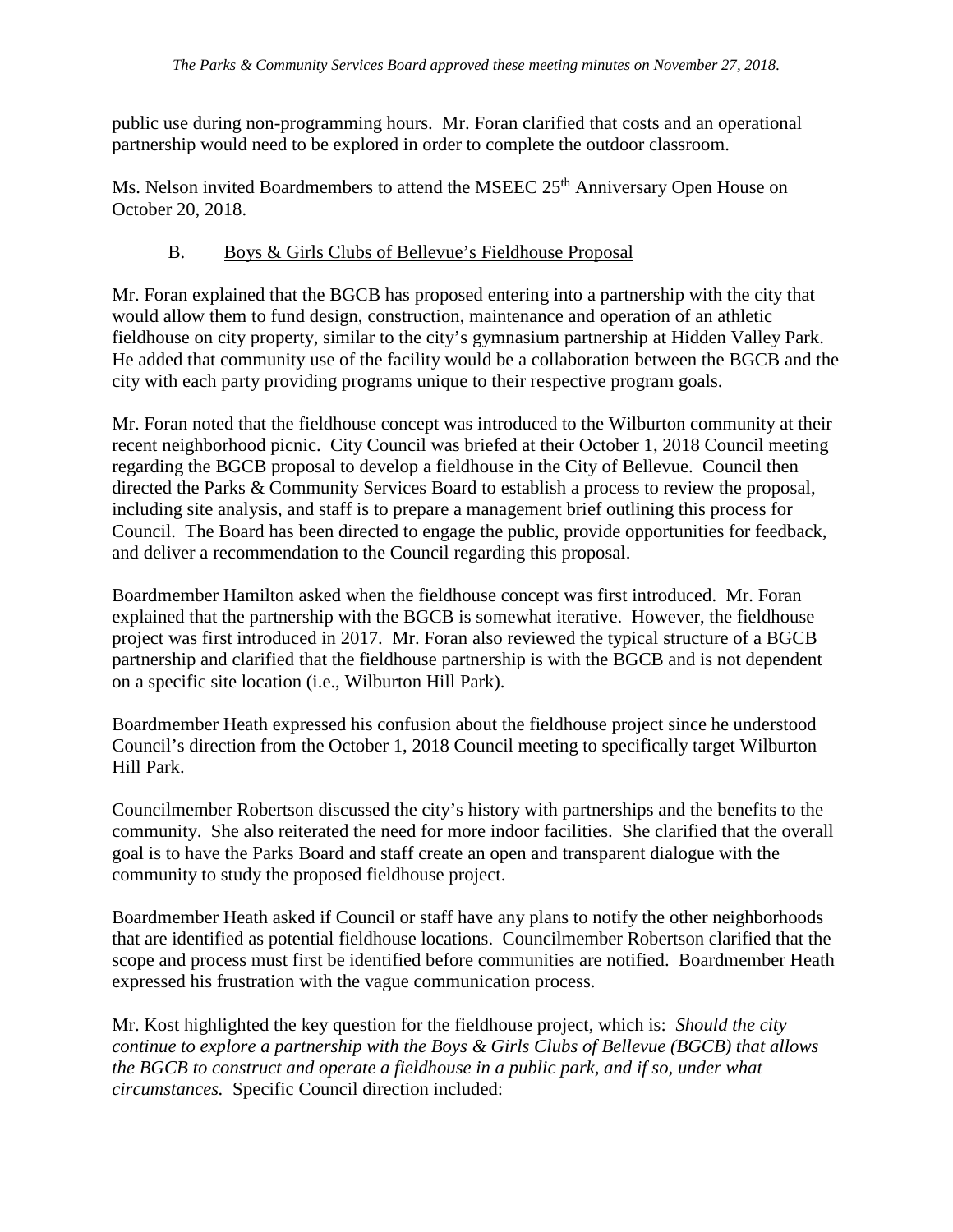public use during non-programming hours. Mr. Foran clarified that costs and an operational partnership would need to be explored in order to complete the outdoor classroom.

Ms. Nelson invited Boardmembers to attend the MSEEC 25th Anniversary Open House on October 20, 2018.

B. Boys & Girls Clubs of Bellevue's Fieldhouse Proposal

Mr. Foran explained that the BGCB has proposed entering into a partnership with the city that would allow them to fund design, construction, maintenance and operation of an athletic fieldhouse on city property, similar to the city's gymnasium partnership at Hidden Valley Park. He added that community use of the facility would be a collaboration between the BGCB and the city with each party providing programs unique to their respective program goals.

Mr. Foran noted that the fieldhouse concept was introduced to the Wilburton community at their recent neighborhood picnic. City Council was briefed at their October 1, 2018 Council meeting regarding the BGCB proposal to develop a fieldhouse in the City of Bellevue. Council then directed the Parks & Community Services Board to establish a process to review the proposal, including site analysis, and staff is to prepare a management brief outlining this process for Council. The Board has been directed to engage the public, provide opportunities for feedback, and deliver a recommendation to the Council regarding this proposal.

Boardmember Hamilton asked when the fieldhouse concept was first introduced. Mr. Foran explained that the partnership with the BGCB is somewhat iterative. However, the fieldhouse project was first introduced in 2017. Mr. Foran also reviewed the typical structure of a BGCB partnership and clarified that the fieldhouse partnership is with the BGCB and is not dependent on a specific site location (i.e., Wilburton Hill Park).

Boardmember Heath expressed his confusion about the fieldhouse project since he understood Council's direction from the October 1, 2018 Council meeting to specifically target Wilburton Hill Park.

Councilmember Robertson discussed the city's history with partnerships and the benefits to the community. She also reiterated the need for more indoor facilities. She clarified that the overall goal is to have the Parks Board and staff create an open and transparent dialogue with the community to study the proposed fieldhouse project.

Boardmember Heath asked if Council or staff have any plans to notify the other neighborhoods that are identified as potential fieldhouse locations. Councilmember Robertson clarified that the scope and process must first be identified before communities are notified. Boardmember Heath expressed his frustration with the vague communication process.

Mr. Kost highlighted the key question for the fieldhouse project, which is: *Should the city continue to explore a partnership with the Boys & Girls Clubs of Bellevue (BGCB) that allows the BGCB to construct and operate a fieldhouse in a public park, and if so, under what circumstances.* Specific Council direction included: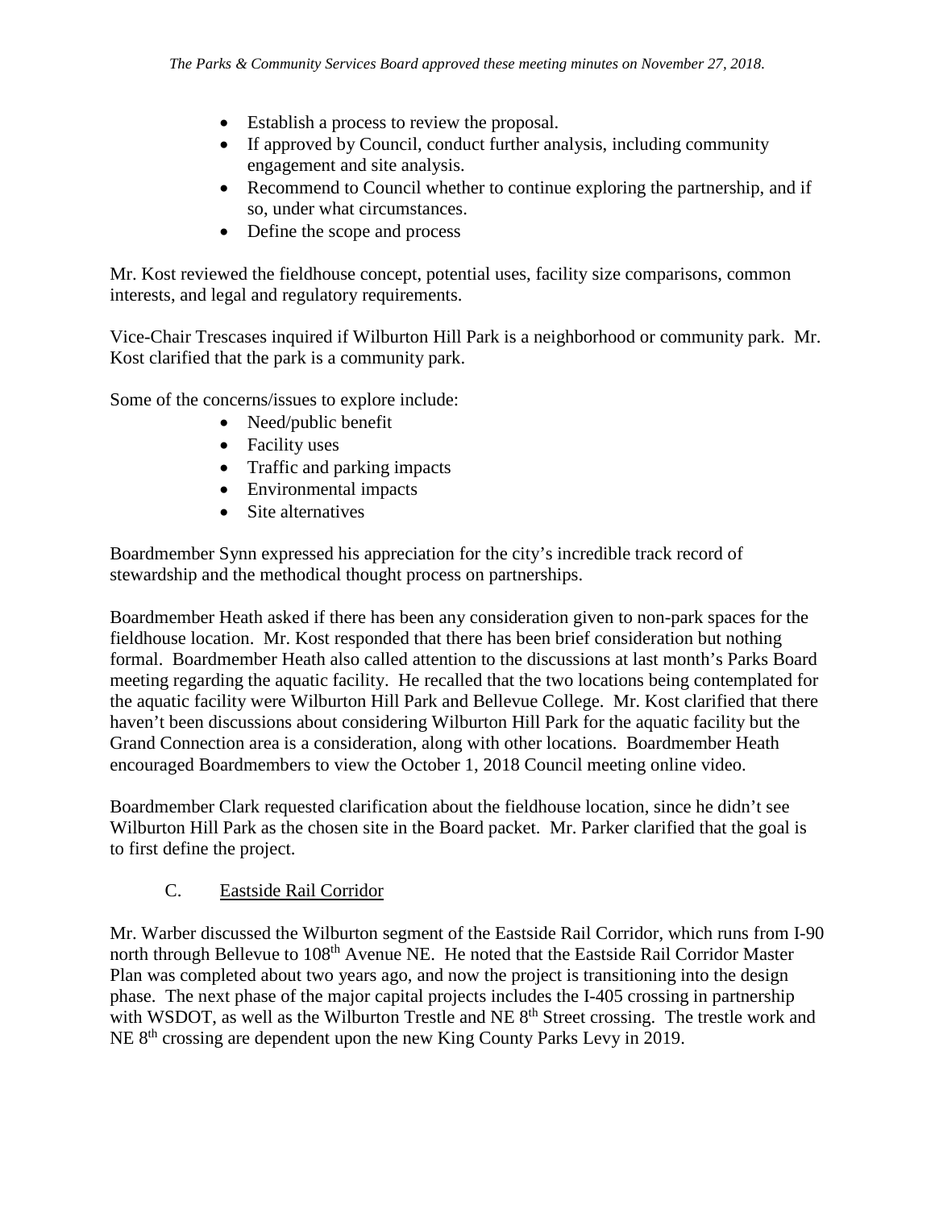- Establish a process to review the proposal.
- If approved by Council, conduct further analysis, including community engagement and site analysis.
- Recommend to Council whether to continue exploring the partnership, and if so, under what circumstances.
- Define the scope and process

Mr. Kost reviewed the fieldhouse concept, potential uses, facility size comparisons, common interests, and legal and regulatory requirements.

Vice-Chair Trescases inquired if Wilburton Hill Park is a neighborhood or community park. Mr. Kost clarified that the park is a community park.

Some of the concerns/issues to explore include:

- Need/public benefit
- Facility uses
- Traffic and parking impacts
- Environmental impacts
- Site alternatives

Boardmember Synn expressed his appreciation for the city's incredible track record of stewardship and the methodical thought process on partnerships.

Boardmember Heath asked if there has been any consideration given to non-park spaces for the fieldhouse location. Mr. Kost responded that there has been brief consideration but nothing formal. Boardmember Heath also called attention to the discussions at last month's Parks Board meeting regarding the aquatic facility. He recalled that the two locations being contemplated for the aquatic facility were Wilburton Hill Park and Bellevue College. Mr. Kost clarified that there haven't been discussions about considering Wilburton Hill Park for the aquatic facility but the Grand Connection area is a consideration, along with other locations. Boardmember Heath encouraged Boardmembers to view the October 1, 2018 Council meeting online video.

Boardmember Clark requested clarification about the fieldhouse location, since he didn't see Wilburton Hill Park as the chosen site in the Board packet. Mr. Parker clarified that the goal is to first define the project.

### C. Eastside Rail Corridor

Mr. Warber discussed the Wilburton segment of the Eastside Rail Corridor, which runs from I-90 north through Bellevue to 108th Avenue NE. He noted that the Eastside Rail Corridor Master Plan was completed about two years ago, and now the project is transitioning into the design phase. The next phase of the major capital projects includes the I-405 crossing in partnership with WSDOT, as well as the Wilburton Trestle and NE 8th Street crossing. The trestle work and NE 8th crossing are dependent upon the new King County Parks Levy in 2019.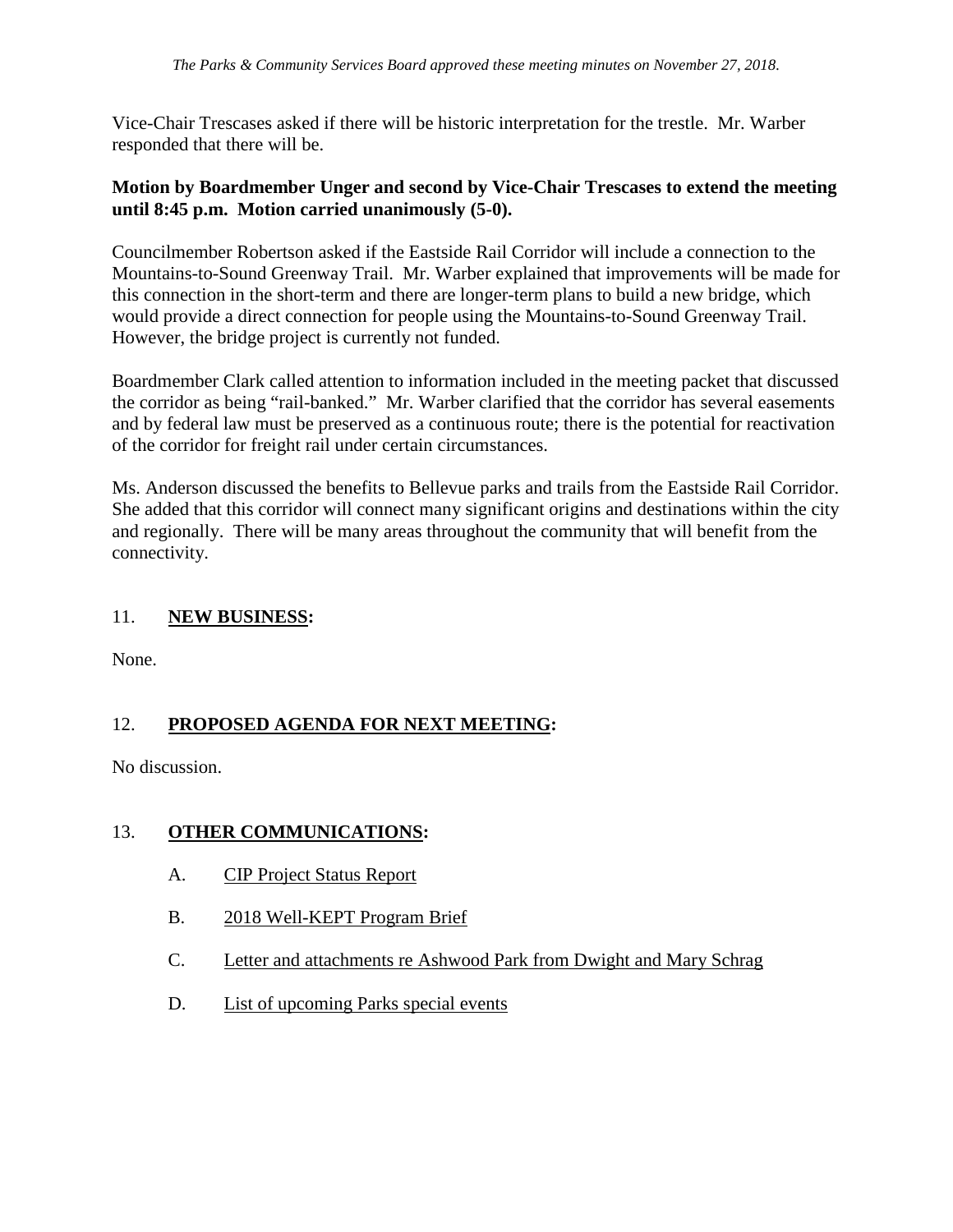Vice-Chair Trescases asked if there will be historic interpretation for the trestle. Mr. Warber responded that there will be.

**Motion by Boardmember Unger and second by Vice-Chair Trescases to extend the meeting until 8:45 p.m. Motion carried unanimously (5-0).**

Councilmember Robertson asked if the Eastside Rail Corridor will include a connection to the Mountains-to-Sound Greenway Trail. Mr. Warber explained that improvements will be made for this connection in the short-term and there are longer-term plans to build a new bridge, which would provide a direct connection for people using the Mountains-to-Sound Greenway Trail. However, the bridge project is currently not funded.

Boardmember Clark called attention to information included in the meeting packet that discussed the corridor as being "rail-banked." Mr. Warber clarified that the corridor has several easements and by federal law must be preserved as a continuous route; there is the potential for reactivation of the corridor for freight rail under certain circumstances.

Ms. Anderson discussed the benefits to Bellevue parks and trails from the Eastside Rail Corridor. She added that this corridor will connect many significant origins and destinations within the city and regionally. There will be many areas throughout the community that will benefit from the connectivity.

## 11. **NEW BUSINESS:**

None.

## 12. **PROPOSED AGENDA FOR NEXT MEETING:**

No discussion.

## 13. **OTHER COMMUNICATIONS:**

A. CIP Project Status Report

B. 2018 Well-KEPT Program Brief

C. Letter and attachments re Ashwood Park from Dwight and Mary Schrag

D. List of upcoming Parks special events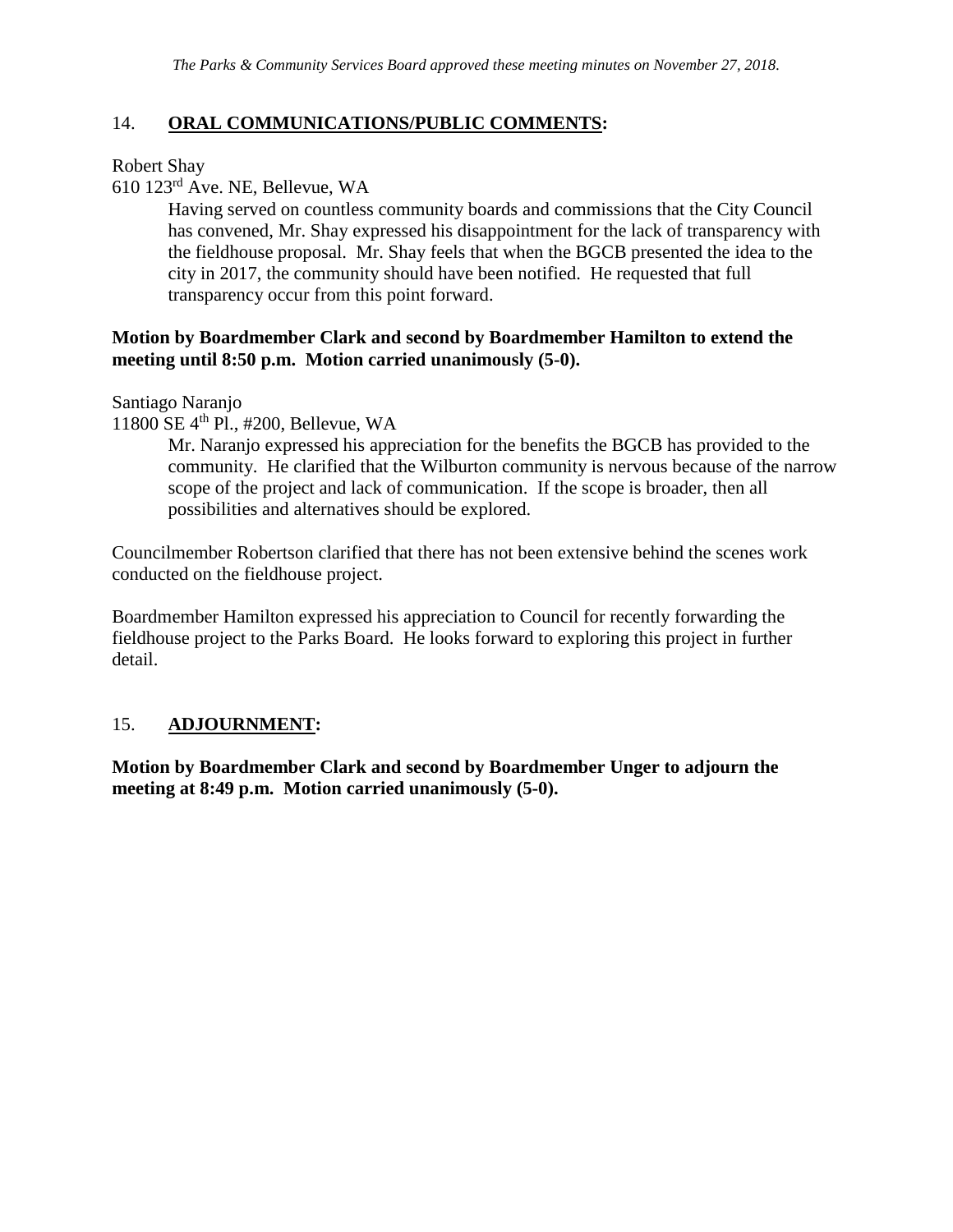*The Parks & Community Services Board approved these meeting minutes on November 27, 2018.*

## 14. **ORAL COMMUNICATIONS/PUBLIC COMMENTS:**

Robert Shay
610 123rd Ave. NE, Bellevue, WA

> Having served on countless community boards and commissions that the City Council has convened, Mr. Shay expressed his disappointment for the lack of transparency with the fieldhouse proposal. Mr. Shay feels that when the BGCB presented the idea to the city in 2017, the community should have been notified. He requested that full transparency occur from this point forward.

**Motion by Boardmember Clark and second by Boardmember Hamilton to extend the meeting until 8:50 p.m. Motion carried unanimously (5-0).**

Santiago Naranjo
11800 SE 4th Pl., #200, Bellevue, WA

> Mr. Naranjo expressed his appreciation for the benefits the BGCB has provided to the community. He clarified that the Wilburton community is nervous because of the narrow scope of the project and lack of communication. If the scope is broader, then all possibilities and alternatives should be explored.

Councilmember Robertson clarified that there has not been extensive behind the scenes work conducted on the fieldhouse project.

Boardmember Hamilton expressed his appreciation to Council for recently forwarding the fieldhouse project to the Parks Board. He looks forward to exploring this project in further detail.

## 15. **ADJOURNMENT:**

**Motion by Boardmember Clark and second by Boardmember Unger to adjourn the meeting at 8:49 p.m. Motion carried unanimously (5-0).**